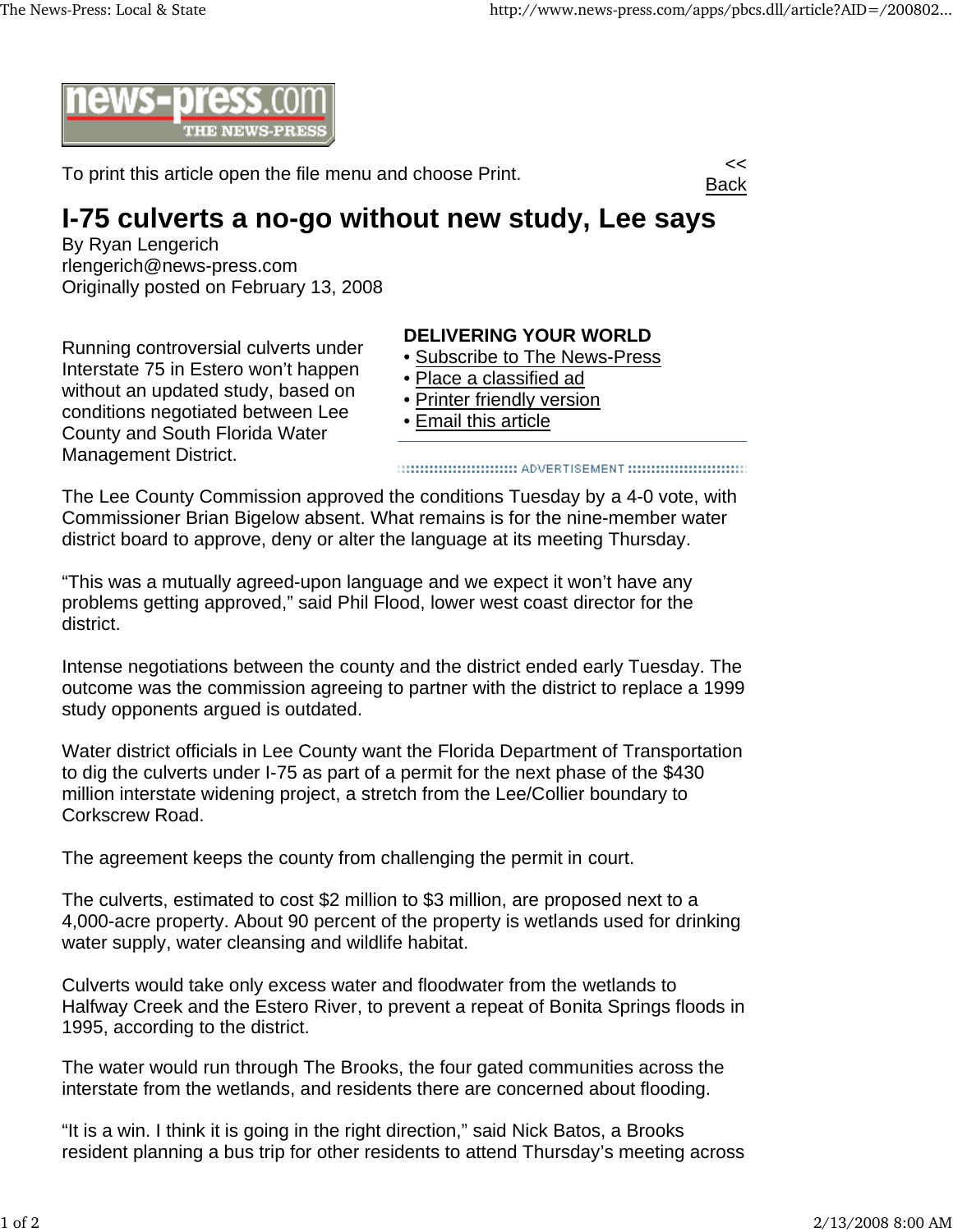To print this article open the file menu and choose Print.

<< Back

# I-75 culverts a no-go without new study, Lee says

By Ryan Lengerich
rlengerich@news-press.com
Originally posted on February 13, 2008

**DELIVERING YOUR WORLD**

- Subscribe to The News-Press
- Place a classified ad
- Printer friendly version
- Email this article

Running controversial culverts under Interstate 75 in Estero won't happen without an updated study, based on conditions negotiated between Lee County and South Florida Water Management District.

The Lee County Commission approved the conditions Tuesday by a 4-0 vote, with Commissioner Brian Bigelow absent. What remains is for the nine-member water district board to approve, deny or alter the language at its meeting Thursday.

"This was a mutually agreed-upon language and we expect it won't have any problems getting approved," said Phil Flood, lower west coast director for the district.

Intense negotiations between the county and the district ended early Tuesday. The outcome was the commission agreeing to partner with the district to replace a 1999 study opponents argued is outdated.

Water district officials in Lee County want the Florida Department of Transportation to dig the culverts under I-75 as part of a permit for the next phase of the $430 million interstate widening project, a stretch from the Lee/Collier boundary to Corkscrew Road.

The agreement keeps the county from challenging the permit in court.

The culverts, estimated to cost $2 million to $3 million, are proposed next to a 4,000-acre property. About 90 percent of the property is wetlands used for drinking water supply, water cleansing and wildlife habitat.

Culverts would take only excess water and floodwater from the wetlands to Halfway Creek and the Estero River, to prevent a repeat of Bonita Springs floods in 1995, according to the district.

The water would run through The Brooks, the four gated communities across the interstate from the wetlands, and residents there are concerned about flooding.

"It is a win. I think it is going in the right direction," said Nick Batos, a Brooks resident planning a bus trip for other residents to attend Thursday's meeting across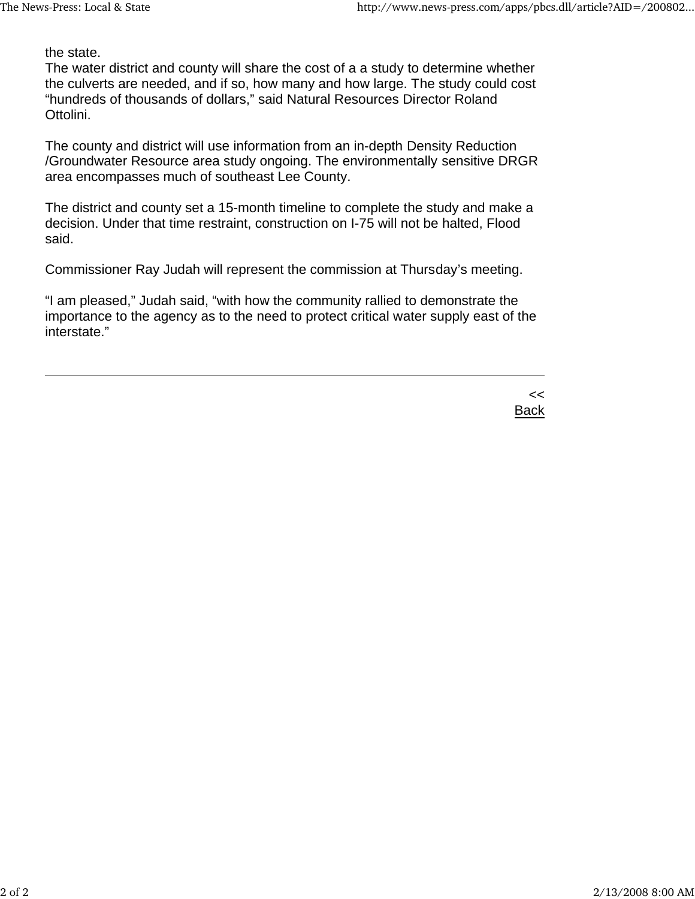the state.
The water district and county will share the cost of a a study to determine whether the culverts are needed, and if so, how many and how large. The study could cost "hundreds of thousands of dollars," said Natural Resources Director Roland Ottolini.

The county and district will use information from an in-depth Density Reduction /Groundwater Resource area study ongoing. The environmentally sensitive DRGR area encompasses much of southeast Lee County.

The district and county set a 15-month timeline to complete the study and make a decision. Under that time restraint, construction on I-75 will not be halted, Flood said.

Commissioner Ray Judah will represent the commission at Thursday's meeting.

"I am pleased," Judah said, "with how the community rallied to demonstrate the importance to the agency as to the need to protect critical water supply east of the interstate."

---

<< Back